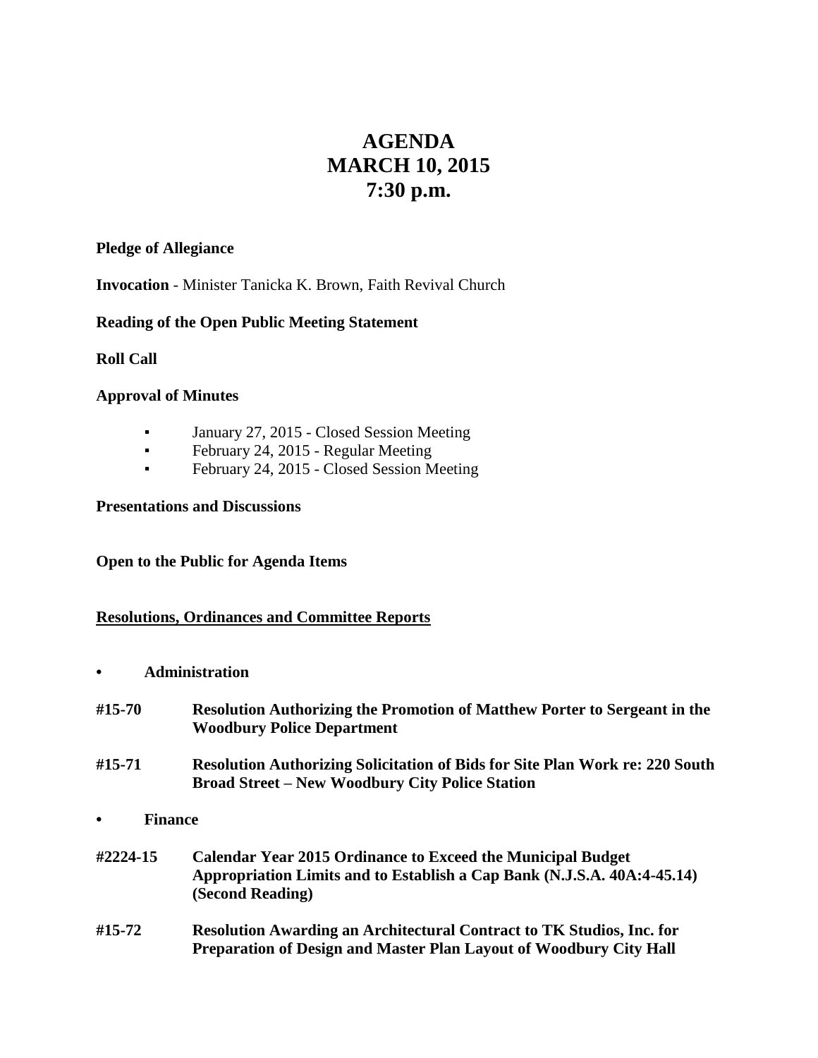# AGENDA
# MARCH 10, 2015
# 7:30 p.m.

**Pledge of Allegiance**

**Invocation** - Minister Tanicka K. Brown, Faith Revival Church

**Reading of the Open Public Meeting Statement**

**Roll Call**

**Approval of Minutes**

- January 27, 2015 - Closed Session Meeting
- February 24, 2015 - Regular Meeting
- February 24, 2015 - Closed Session Meeting

**Presentations and Discussions**

**Open to the Public for Agenda Items**

**<u>Resolutions, Ordinances and Committee Reports</u>**

- **Administration**

**#15-70** **Resolution Authorizing the Promotion of Matthew Porter to Sergeant in the Woodbury Police Department**

**#15-71** **Resolution Authorizing Solicitation of Bids for Site Plan Work re: 220 South Broad Street – New Woodbury City Police Station**

- **Finance**

**#2224-15** **Calendar Year 2015 Ordinance to Exceed the Municipal Budget Appropriation Limits and to Establish a Cap Bank (N.J.S.A. 40A:4-45.14) (Second Reading)**

**#15-72** **Resolution Awarding an Architectural Contract to TK Studios, Inc. for Preparation of Design and Master Plan Layout of Woodbury City Hall**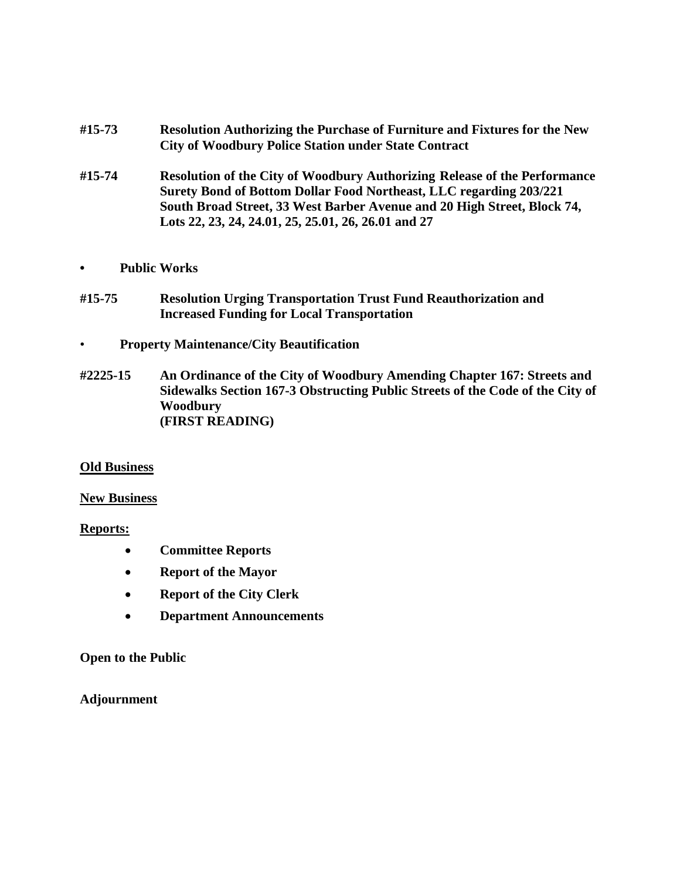**#15-73** **Resolution Authorizing the Purchase of Furniture and Fixtures for the New City of Woodbury Police Station under State Contract**

**#15-74** **Resolution of the City of Woodbury Authorizing Release of the Performance Surety Bond of Bottom Dollar Food Northeast, LLC regarding 203/221 South Broad Street, 33 West Barber Avenue and 20 High Street, Block 74, Lots 22, 23, 24, 24.01, 25, 25.01, 26, 26.01 and 27**

- **Public Works**

**#15-75** **Resolution Urging Transportation Trust Fund Reauthorization and Increased Funding for Local Transportation**

- **Property Maintenance/City Beautification**

**#2225-15** **An Ordinance of the City of Woodbury Amending Chapter 167: Streets and Sidewalks Section 167-3 Obstructing Public Streets of the Code of the City of Woodbury**
**(FIRST READING)**

**Old Business**

**New Business**

**Reports:**

- **Committee Reports**
- **Report of the Mayor**
- **Report of the City Clerk**
- **Department Announcements**

**Open to the Public**

**Adjournment**